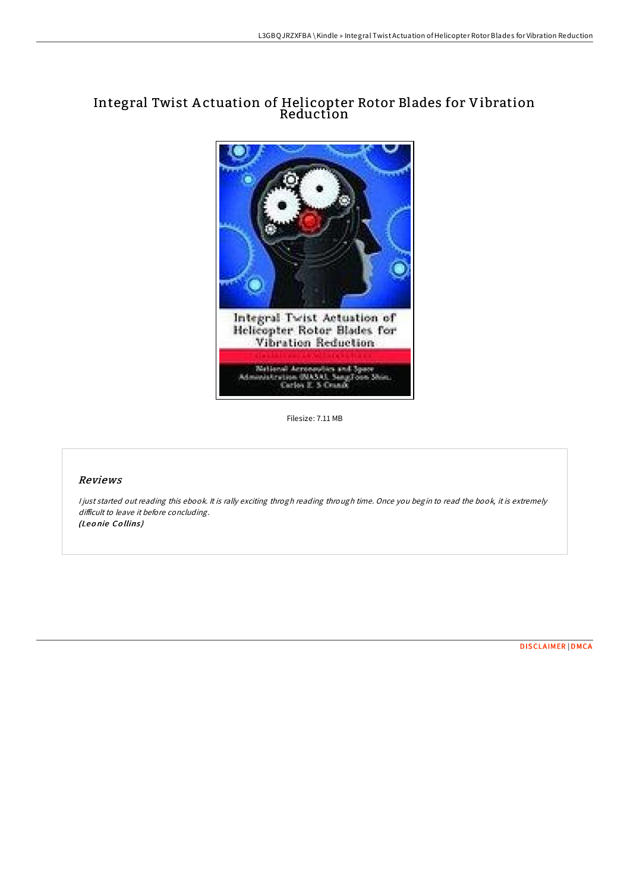# Integral Twist Actuation of Helicopter Rotor Blades for Vibration Reduction

Filesize: 7.11 MB

## *Reviews*

*I just started out reading this ebook. It is rally exciting throgh reading through time. Once you begin to read the book, it is extremely difficult to leave it before concluding.*
***(Leonie Collins)***

DISCLAIMER | DMCA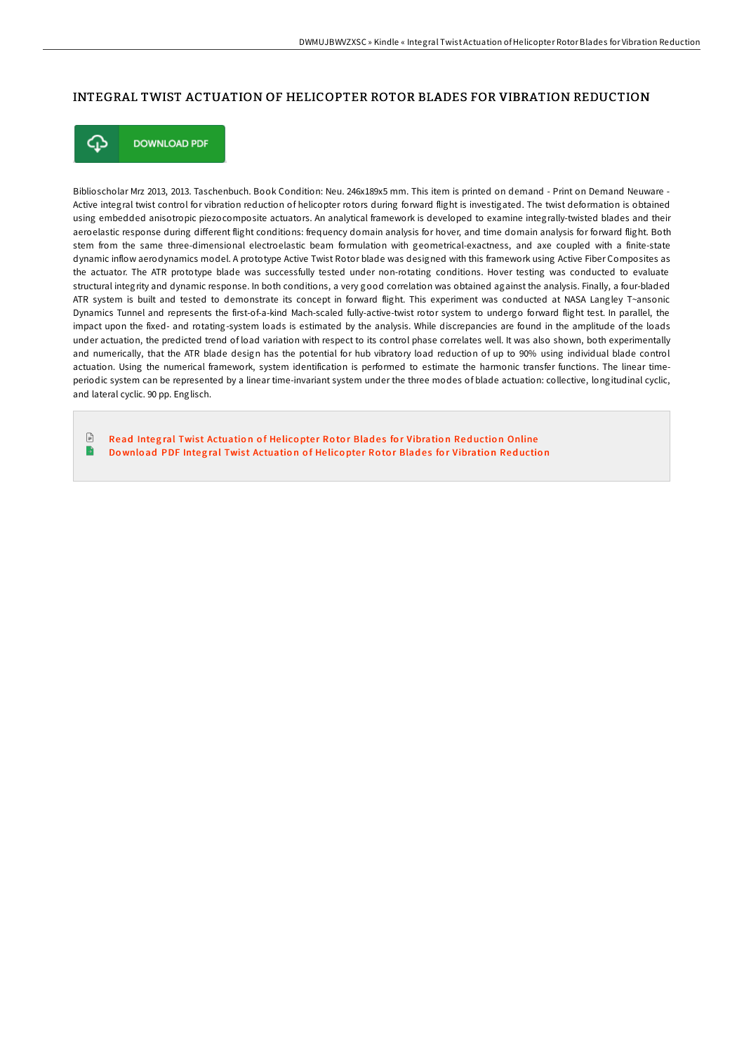# INTEGRAL TWIST ACTUATION OF HELICOPTER ROTOR BLADES FOR VIBRATION REDUCTION

DOWNLOAD PDF

Biblioscholar Mrz 2013, 2013. Taschenbuch. Book Condition: Neu. 246x189x5 mm. This item is printed on demand - Print on Demand Neuware - Active integral twist control for vibration reduction of helicopter rotors during forward flight is investigated. The twist deformation is obtained using embedded anisotropic piezocomposite actuators. An analytical framework is developed to examine integrally-twisted blades and their aeroelastic response during different flight conditions: frequency domain analysis for hover, and time domain analysis for forward flight. Both stem from the same three-dimensional electroelastic beam formulation with geometrical-exactness, and axe coupled with a finite-state dynamic inflow aerodynamics model. A prototype Active Twist Rotor blade was designed with this framework using Active Fiber Composites as the actuator. The ATR prototype blade was successfully tested under non-rotating conditions. Hover testing was conducted to evaluate structural integrity and dynamic response. In both conditions, a very good correlation was obtained against the analysis. Finally, a four-bladed ATR system is built and tested to demonstrate its concept in forward flight. This experiment was conducted at NASA Langley T~ansonic Dynamics Tunnel and represents the first-of-a-kind Mach-scaled fully-active-twist rotor system to undergo forward flight test. In parallel, the impact upon the fixed- and rotating-system loads is estimated by the analysis. While discrepancies are found in the amplitude of the loads under actuation, the predicted trend of load variation with respect to its control phase correlates well. It was also shown, both experimentally and numerically, that the ATR blade design has the potential for hub vibratory load reduction of up to 90% using individual blade control actuation. Using the numerical framework, system identification is performed to estimate the harmonic transfer functions. The linear time-periodic system can be represented by a linear time-invariant system under the three modes of blade actuation: collective, longitudinal cyclic, and lateral cyclic. 90 pp. Englisch.

Read Integral Twist Actuation of Helicopter Rotor Blades for Vibration Reduction Online

Download PDF Integral Twist Actuation of Helicopter Rotor Blades for Vibration Reduction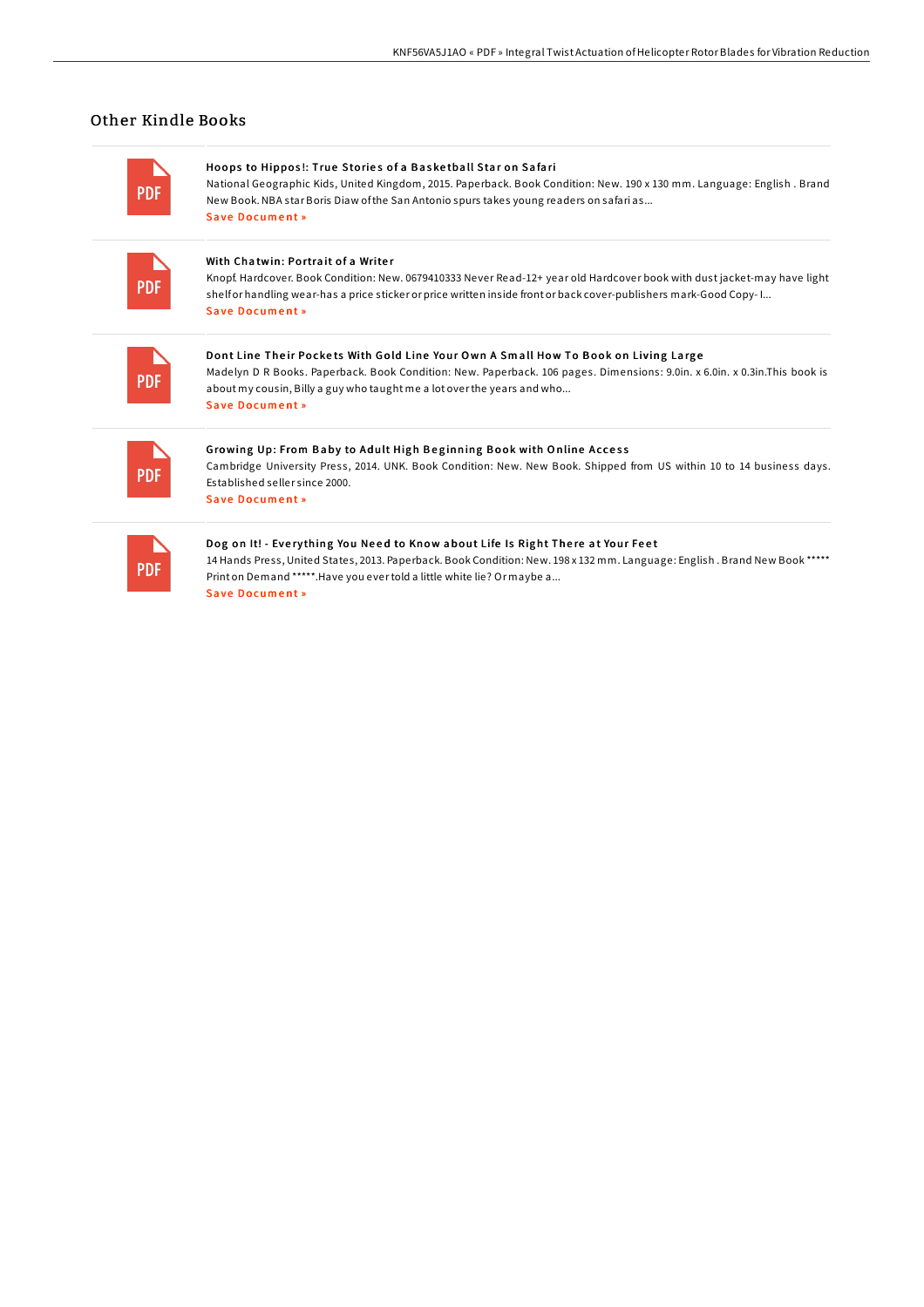## Other Kindle Books

### Hoops to Hippos!: True Stories of a Basketball Star on Safari

National Geographic Kids, United Kingdom, 2015. Paperback. Book Condition: New. 190 x 130 mm. Language: English . Brand New Book. NBA star Boris Diaw of the San Antonio spurs takes young readers on safari as...

Save Document »

### With Chatwin: Portrait of a Writer

Knopf. Hardcover. Book Condition: New. 0679410333 Never Read-12+ year old Hardcover book with dust jacket-may have light shelf or handling wear-has a price sticker or price written inside front or back cover-publishers mark-Good Copy- I...

Save Document »

### Dont Line Their Pockets With Gold Line Your Own A Small How To Book on Living Large

Madelyn D R Books. Paperback. Book Condition: New. Paperback. 106 pages. Dimensions: 9.0in. x 6.0in. x 0.3in.This book is about my cousin, Billy a guy who taught me a lot over the years and who...

Save Document »

### Growing Up: From Baby to Adult High Beginning Book with Online Access

Cambridge University Press, 2014. UNK. Book Condition: New. New Book. Shipped from US within 10 to 14 business days. Established seller since 2000.

Save Document »

### Dog on It! - Everything You Need to Know about Life Is Right There at Your Feet

14 Hands Press, United States, 2013. Paperback. Book Condition: New. 198 x 132 mm. Language: English . Brand New Book ***** Print on Demand *****.Have you ever told a little white lie? Or maybe a...

Save Document »